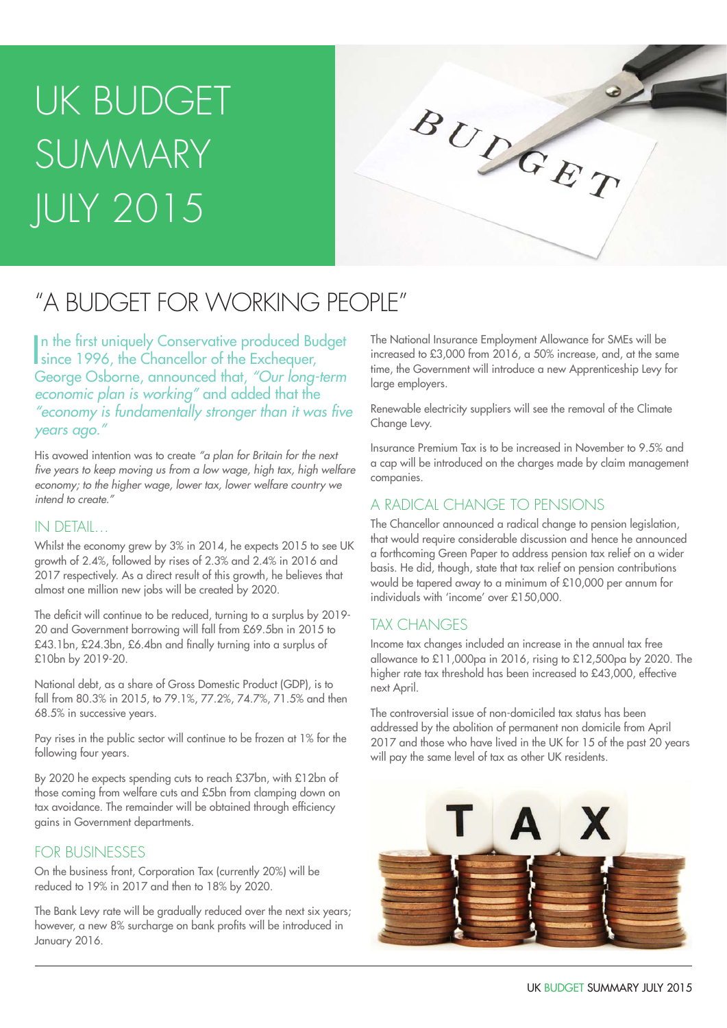# UK BUDGET SUMMARY JULY 2015

## "A BUDGET FOR WORKING PEOPLE"

In the first uniquely Conservative produced Budget since 1996, the Chancellor of the Exchequer, George Osborne, announced that, *"Our long-term economic plan is working"* and added that the *"economy is fundamentally stronger than it was five years ago."*

His avowed intention was to create *"a plan for Britain for the next five years to keep moving us from a low wage, high tax, high welfare economy; to the higher wage, lower tax, lower welfare country we intend to create."*

### IN DETAIL…

Whilst the economy grew by 3% in 2014, he expects 2015 to see UK growth of 2.4%, followed by rises of 2.3% and 2.4% in 2016 and 2017 respectively. As a direct result of this growth, he believes that almost one million new jobs will be created by 2020.

The deficit will continue to be reduced, turning to a surplus by 2019-20 and Government borrowing will fall from £69.5bn in 2015 to £43.1bn, £24.3bn, £6.4bn and finally turning into a surplus of £10bn by 2019-20.

National debt, as a share of Gross Domestic Product (GDP), is to fall from 80.3% in 2015, to 79.1%, 77.2%, 74.7%, 71.5% and then 68.5% in successive years.

Pay rises in the public sector will continue to be frozen at 1% for the following four years.

By 2020 he expects spending cuts to reach £37bn, with £12bn of those coming from welfare cuts and £5bn from clamping down on tax avoidance. The remainder will be obtained through efficiency gains in Government departments.

### FOR BUSINESSES

On the business front, Corporation Tax (currently 20%) will be reduced to 19% in 2017 and then to 18% by 2020.

The Bank Levy rate will be gradually reduced over the next six years; however, a new 8% surcharge on bank profits will be introduced in January 2016.

The National Insurance Employment Allowance for SMEs will be increased to £3,000 from 2016, a 50% increase, and, at the same time, the Government will introduce a new Apprenticeship Levy for large employers.

Renewable electricity suppliers will see the removal of the Climate Change Levy.

Insurance Premium Tax is to be increased in November to 9.5% and a cap will be introduced on the charges made by claim management companies.

### A RADICAL CHANGE TO PENSIONS

The Chancellor announced a radical change to pension legislation, that would require considerable discussion and hence he announced a forthcoming Green Paper to address pension tax relief on a wider basis. He did, though, state that tax relief on pension contributions would be tapered away to a minimum of £10,000 per annum for individuals with 'income' over £150,000.

### TAX CHANGES

Income tax changes included an increase in the annual tax free allowance to £11,000pa in 2016, rising to £12,500pa by 2020. The higher rate tax threshold has been increased to £43,000, effective next April.

The controversial issue of non-domiciled tax status has been addressed by the abolition of permanent non domicile from April 2017 and those who have lived in the UK for 15 of the past 20 years will pay the same level of tax as other UK residents.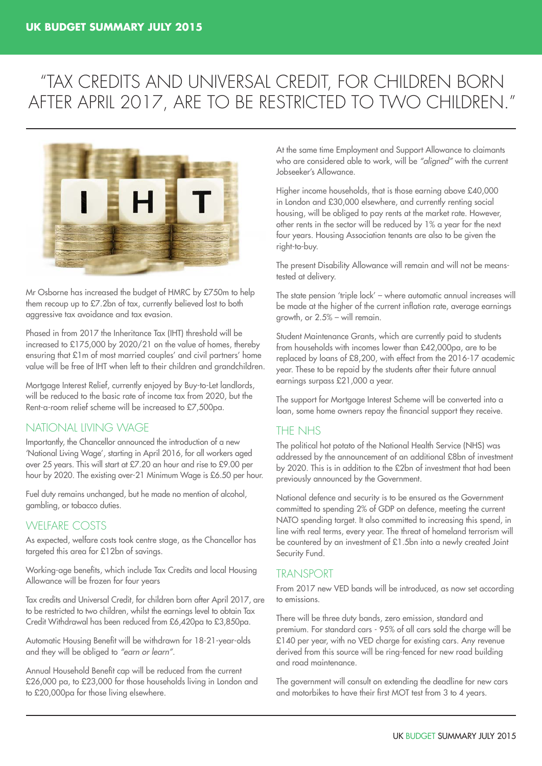# "TAX CREDITS AND UNIVERSAL CREDIT, FOR CHILDREN BORN AFTER APRIL 2017, ARE TO BE RESTRICTED TO TWO CHILDREN."

Mr Osborne has increased the budget of HMRC by £750m to help them recoup up to £7.2bn of tax, currently believed lost to both aggressive tax avoidance and tax evasion.

Phased in from 2017 the Inheritance Tax (IHT) threshold will be increased to £175,000 by 2020/21 on the value of homes, thereby ensuring that £1m of most married couples' and civil partners' home value will be free of IHT when left to their children and grandchildren.

Mortgage Interest Relief, currently enjoyed by Buy-to-Let landlords, will be reduced to the basic rate of income tax from 2020, but the Rent-a-room relief scheme will be increased to £7,500pa.

## NATIONAL LIVING WAGE

Importantly, the Chancellor announced the introduction of a new 'National Living Wage', starting in April 2016, for all workers aged over 25 years. This will start at £7.20 an hour and rise to £9.00 per hour by 2020. The existing over-21 Minimum Wage is £6.50 per hour.

Fuel duty remains unchanged, but he made no mention of alcohol, gambling, or tobacco duties.

## WELFARE COSTS

As expected, welfare costs took centre stage, as the Chancellor has targeted this area for £12bn of savings.

Working-age benefits, which include Tax Credits and local Housing Allowance will be frozen for four years

Tax credits and Universal Credit, for children born after April 2017, are to be restricted to two children, whilst the earnings level to obtain Tax Credit Withdrawal has been reduced from £6,420pa to £3,850pa.

Automatic Housing Benefit will be withdrawn for 18-21-year-olds and they will be obliged to *"earn or learn"*.

Annual Household Benefit cap will be reduced from the current £26,000 pa, to £23,000 for those households living in London and to £20,000pa for those living elsewhere.

At the same time Employment and Support Allowance to claimants who are considered able to work, will be *"aligned"* with the current Jobseeker's Allowance.

Higher income households, that is those earning above £40,000 in London and £30,000 elsewhere, and currently renting social housing, will be obliged to pay rents at the market rate. However, other rents in the sector will be reduced by 1% a year for the next four years. Housing Association tenants are also to be given the right-to-buy.

The present Disability Allowance will remain and will not be means-tested at delivery.

The state pension 'triple lock' – where automatic annual increases will be made at the higher of the current inflation rate, average earnings growth, or 2.5% – will remain.

Student Maintenance Grants, which are currently paid to students from households with incomes lower than £42,000pa, are to be replaced by loans of £8,200, with effect from the 2016-17 academic year. These to be repaid by the students after their future annual earnings surpass £21,000 a year.

The support for Mortgage Interest Scheme will be converted into a loan, some home owners repay the financial support they receive.

## THE NHS

The political hot potato of the National Health Service (NHS) was addressed by the announcement of an additional £8bn of investment by 2020. This is in addition to the £2bn of investment that had been previously announced by the Government.

National defence and security is to be ensured as the Government committed to spending 2% of GDP on defence, meeting the current NATO spending target. It also committed to increasing this spend, in line with real terms, every year. The threat of homeland terrorism will be countered by an investment of £1.5bn into a newly created Joint Security Fund.

## TRANSPORT

From 2017 new VED bands will be introduced, as now set according to emissions.

There will be three duty bands, zero emission, standard and premium. For standard cars - 95% of all cars sold the charge will be £140 per year, with no VED charge for existing cars. Any revenue derived from this source will be ring-fenced for new road building and road maintenance.

The government will consult on extending the deadline for new cars and motorbikes to have their first MOT test from 3 to 4 years.